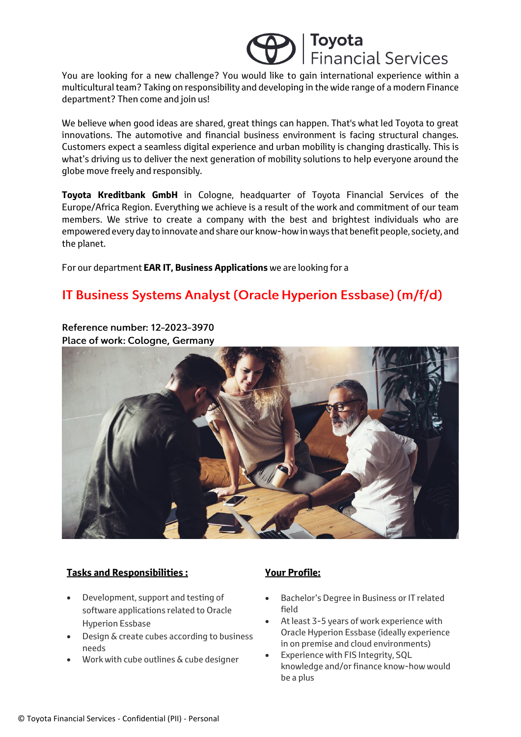You are looking for a new challenge? You would like to gain international experience within a multicultural team? Taking on responsibility and developing in the wide range of a modern Finance department? Then come and join us!

We believe when good ideas are shared, great things can happen. That's what led Toyota to great innovations. The automotive and financial business environment is facing structural changes. Customers expect a seamless digital experience and urban mobility is changing drastically. This is what's driving us to deliver the next generation of mobility solutions to help everyone around the globe move freely and responsibly.

**Toyota Kreditbank GmbH** in Cologne, headquarter of Toyota Financial Services of the Europe/Africa Region. Everything we achieve is a result of the work and commitment of our team members. We strive to create a company with the best and brightest individuals who are empowered every day to innovate and share our know-how in ways that benefit people, society, and the planet.

For our department **EAR IT, Business Applications** we are looking for a

# IT Business Systems Analyst (Oracle Hyperion Essbase) (m/f/d)

Reference number: 12-2023-3970
Place of work: Cologne, Germany

## Tasks and Responsibilities :

- Development, support and testing of software applications related to Oracle Hyperion Essbase
- Design & create cubes according to business needs
- Work with cube outlines & cube designer

## Your Profile:

- Bachelor's Degree in Business or IT related field
- At least 3-5 years of work experience with Oracle Hyperion Essbase (ideally experience in on premise and cloud environments)
- Experience with FIS Integrity, SQL knowledge and/or finance know-how would be a plus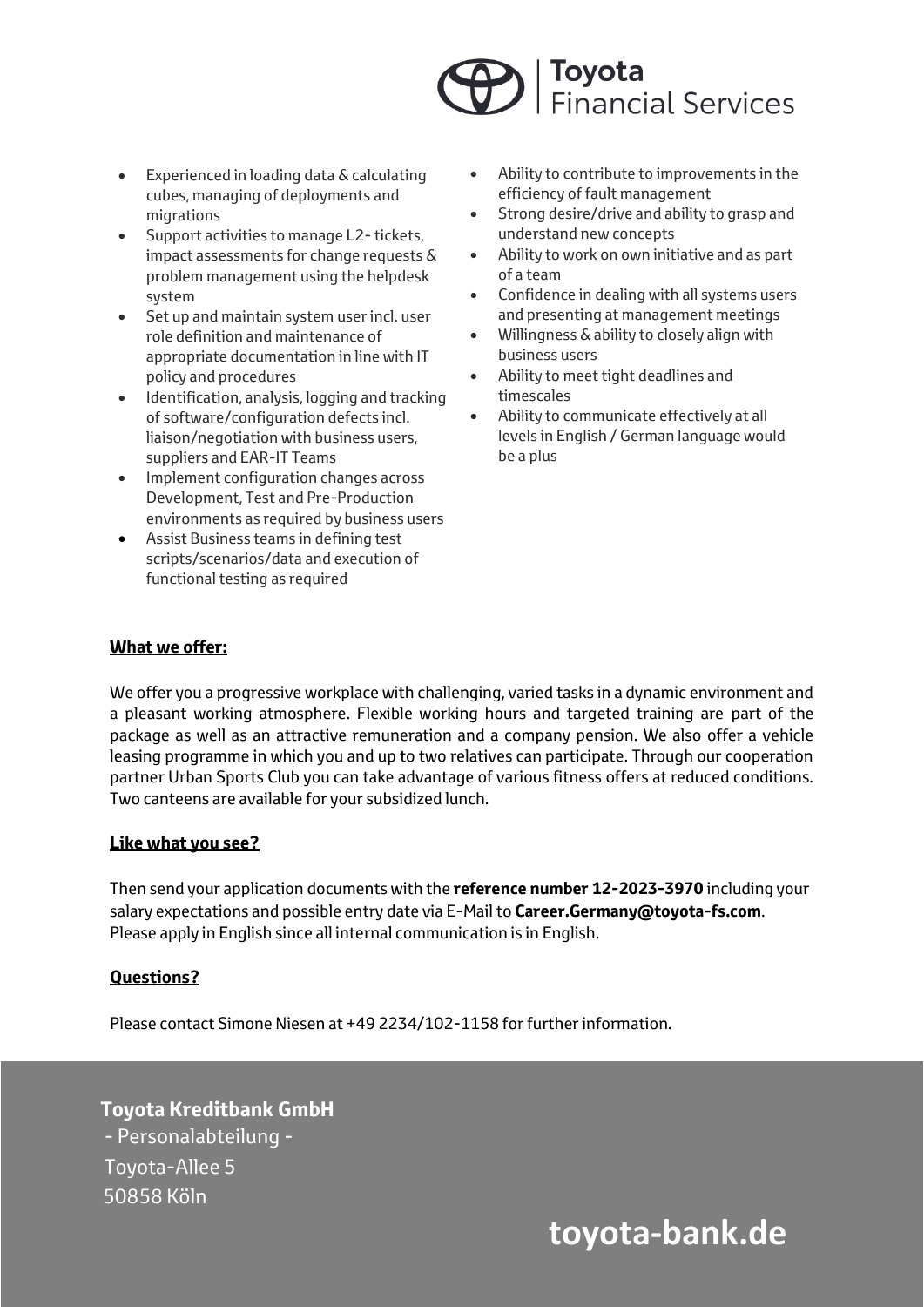- Experienced in loading data & calculating cubes, managing of deployments and migrations
- Support activities to manage L2- tickets, impact assessments for change requests & problem management using the helpdesk system
- Set up and maintain system user incl. user role definition and maintenance of appropriate documentation in line with IT policy and procedures
- Identification, analysis, logging and tracking of software/configuration defects incl. liaison/negotiation with business users, suppliers and EAR-IT Teams
- Implement configuration changes across Development, Test and Pre-Production environments as required by business users
- Assist Business teams in defining test scripts/scenarios/data and execution of functional testing as required
- Ability to contribute to improvements in the efficiency of fault management
- Strong desire/drive and ability to grasp and understand new concepts
- Ability to work on own initiative and as part of a team
- Confidence in dealing with all systems users and presenting at management meetings
- Willingness & ability to closely align with business users
- Ability to meet tight deadlines and timescales
- Ability to communicate effectively at all levels in English / German language would be a plus

**What we offer:**

We offer you a progressive workplace with challenging, varied tasks in a dynamic environment and a pleasant working atmosphere. Flexible working hours and targeted training are part of the package as well as an attractive remuneration and a company pension. We also offer a vehicle leasing programme in which you and up to two relatives can participate. Through our cooperation partner Urban Sports Club you can take advantage of various fitness offers at reduced conditions. Two canteens are available for your subsidized lunch.

**Like what you see?**

Then send your application documents with the **reference number 12-2023-3970** including your salary expectations and possible entry date via E-Mail to **Career.Germany@toyota-fs.com**. Please apply in English since all internal communication is in English.

**Questions?**

Please contact Simone Niesen at +49 2234/102-1158 for further information.

**Toyota Kreditbank GmbH**
- Personalabteilung -
Toyota-Allee 5
50858 Köln

**toyota-bank.de**